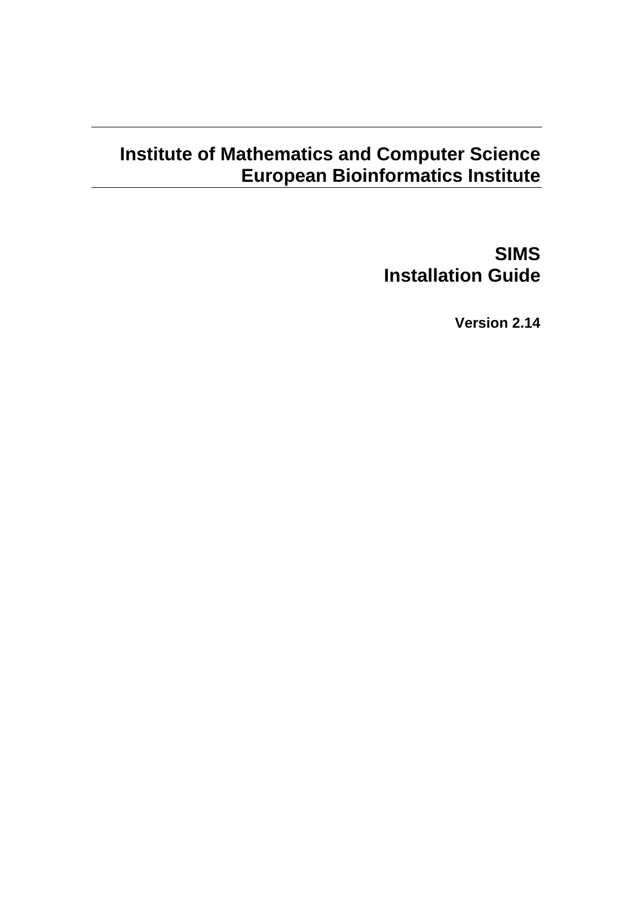**Institute of Mathematics and Computer Science**
**European Bioinformatics Institute**

# SIMS
# Installation Guide

**Version 2.14**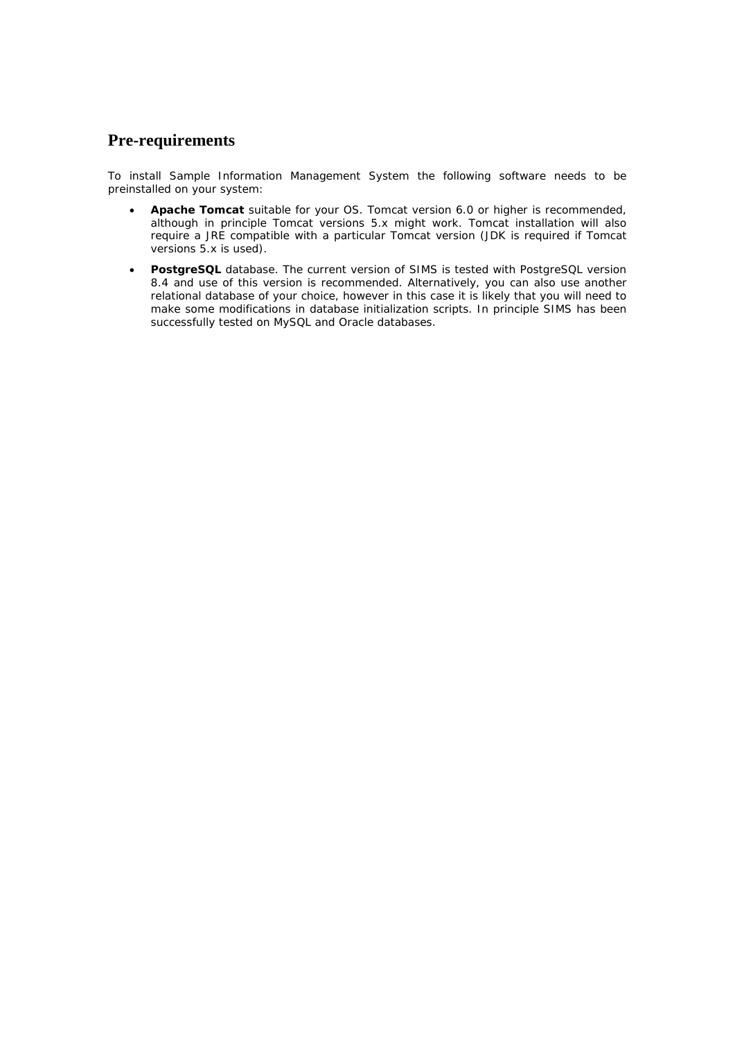## Pre-requirements

To install Sample Information Management System the following software needs to be preinstalled on your system:

- **Apache Tomcat** suitable for your OS. Tomcat version 6.0 or higher is recommended, although in principle Tomcat versions 5.x might work. Tomcat installation will also require a JRE compatible with a particular Tomcat version (JDK is required if Tomcat versions 5.x is used).
- **PostgreSQL** database. The current version of SIMS is tested with PostgreSQL version 8.4 and use of this version is recommended. Alternatively, you can also use another relational database of your choice, however in this case it is likely that you will need to make some modifications in database initialization scripts. In principle SIMS has been successfully tested on MySQL and Oracle databases.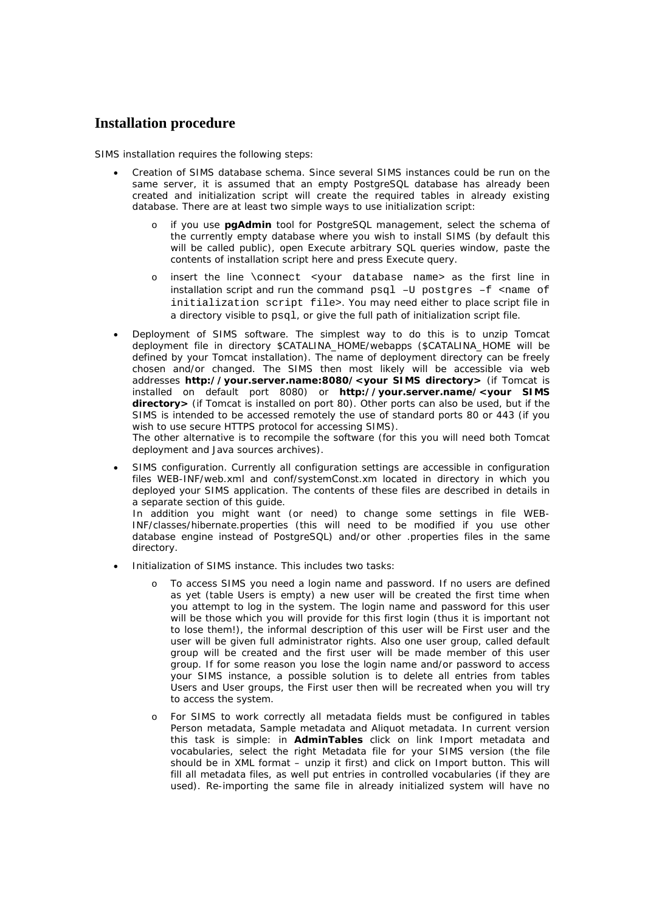## Installation procedure

SIMS installation requires the following steps:

- Creation of SIMS database schema. Since several SIMS instances could be run on the same server, it is assumed that an empty PostgreSQL database has already been created and initialization script will create the required tables in already existing database. There are at least two simple ways to use initialization script:
    - if you use **pgAdmin** tool for PostgreSQL management, select the schema of the currently empty database where you wish to install SIMS (by default this will be called public), open Execute arbitrary SQL queries window, paste the contents of installation script here and press Execute query.
    - insert the line `\connect <your database name>` as the first line in installation script and run the command `psql –U postgres –f <name of initialization script file>`. You may need either to place script file in a directory visible to `psql`, or give the full path of initialization script file.
- Deployment of SIMS software. The simplest way to do this is to unzip Tomcat deployment file in directory $CATALINA_HOME/webapps ($CATALINA_HOME will be defined by your Tomcat installation). The name of deployment directory can be freely chosen and/or changed. The SIMS then most likely will be accessible via web addresses **http://your.server.name:8080/<your SIMS directory>** (if Tomcat is installed on default port 8080) or **http://your.server.name/<your SIMS directory>** (if Tomcat is installed on port 80). Other ports can also be used, but if the SIMS is intended to be accessed remotely the use of standard ports 80 or 443 (if you wish to use secure HTTPS protocol for accessing SIMS).
  The other alternative is to recompile the software (for this you will need both Tomcat deployment and Java sources archives).
- SIMS configuration. Currently all configuration settings are accessible in configuration files WEB-INF/web.xml and conf/systemConst.xm located in directory in which you deployed your SIMS application. The contents of these files are described in details in a separate section of this guide.
  In addition you might want (or need) to change some settings in file WEB-INF/classes/hibernate.properties (this will need to be modified if you use other database engine instead of PostgreSQL) and/or other .properties files in the same directory.
- Initialization of SIMS instance. This includes two tasks:
    - To access SIMS you need a login name and password. If no users are defined as yet (table Users is empty) a new user will be created the first time when you attempt to log in the system. The login name and password for this user will be those which you will provide for this first login (thus it is important not to lose them!), the informal description of this user will be First user and the user will be given full administrator rights. Also one user group, called default group will be created and the first user will be made member of this user group. If for some reason you lose the login name and/or password to access your SIMS instance, a possible solution is to delete all entries from tables Users and User groups, the First user then will be recreated when you will try to access the system.
    - For SIMS to work correctly all metadata fields must be configured in tables Person metadata, Sample metadata and Aliquot metadata. In current version this task is simple: in **AdminTables** click on link Import metadata and vocabularies, select the right Metadata file for your SIMS version (the file should be in XML format – unzip it first) and click on Import button. This will fill all metadata files, as well put entries in controlled vocabularies (if they are used). Re-importing the same file in already initialized system will have no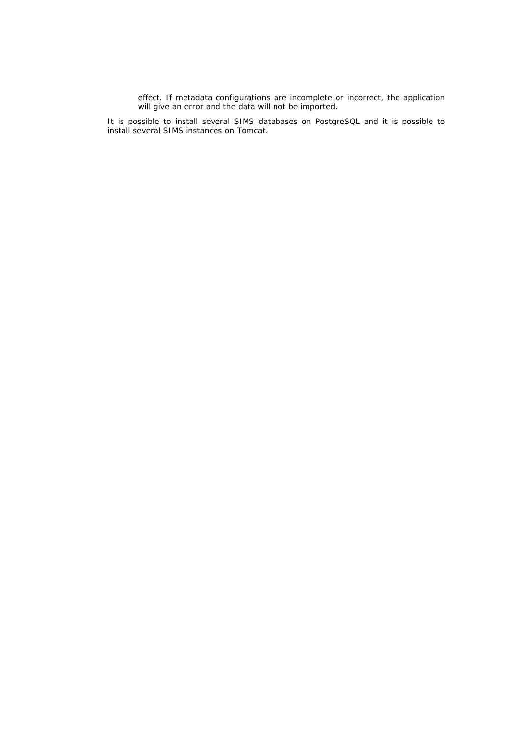effect. If metadata configurations are incomplete or incorrect, the application will give an error and the data will not be imported.

It is possible to install several SIMS databases on PostgreSQL and it is possible to install several SIMS instances on Tomcat.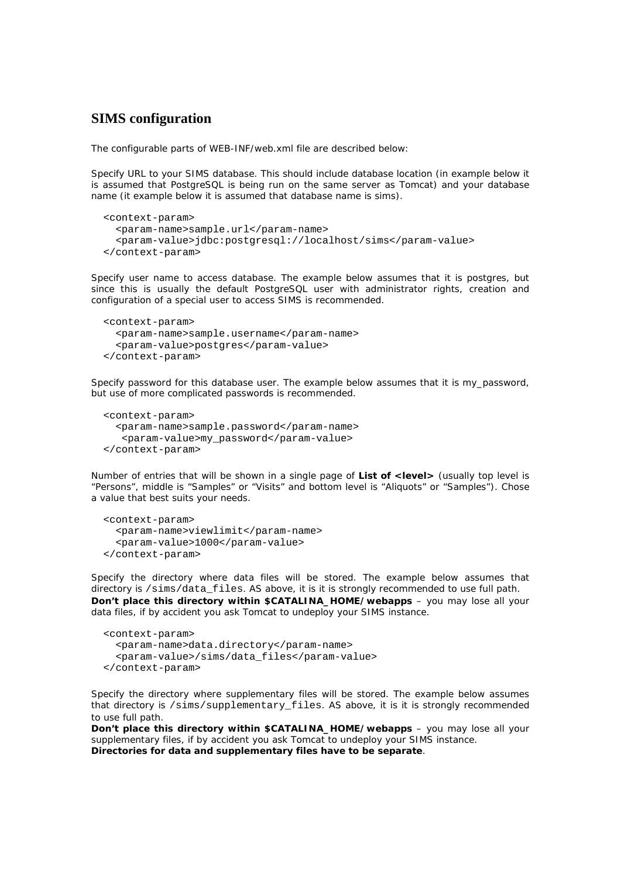## SIMS configuration

The configurable parts of WEB-INF/web.xml file are described below:

Specify URL to your SIMS database. This should include database location (in example below it is assumed that PostgreSQL is being run on the same server as Tomcat) and your database name (it example below it is assumed that database name is sims).

```
<context-param>
  <param-name>sample.url</param-name>
  <param-value>jdbc:postgresql://localhost/sims</param-value>
</context-param>
```

Specify user name to access database. The example below assumes that it is postgres, but since this is usually the default PostgreSQL user with administrator rights, creation and configuration of a special user to access SIMS is recommended.

```
<context-param>
  <param-name>sample.username</param-name>
  <param-value>postgres</param-value>
</context-param>
```

Specify password for this database user. The example below assumes that it is my_password, but use of more complicated passwords is recommended.

```
<context-param>
  <param-name>sample.password</param-name>
   <param-value>my_password</param-value>
</context-param>
```

Number of entries that will be shown in a single page of **List of <level>** (usually top level is “Persons”, middle is “Samples” or “Visits” and bottom level is “Aliquots” or “Samples”). Chose a value that best suits your needs.

```
<context-param>
  <param-name>viewlimit</param-name>
  <param-value>1000</param-value>
</context-param>
```

Specify the directory where data files will be stored. The example below assumes that directory is `/sims/data_files`. AS above, it is it is strongly recommended to use full path.
**Don’t place this directory within $CATALINA_HOME/webapps** – you may lose all your data files, if by accident you ask Tomcat to undeploy your SIMS instance.

```
<context-param>
  <param-name>data.directory</param-name>
  <param-value>/sims/data_files</param-value>
</context-param>
```

Specify the directory where supplementary files will be stored. The example below assumes that directory is `/sims/supplementary_files`. AS above, it is it is strongly recommended to use full path.
**Don’t place this directory within $CATALINA_HOME/webapps** – you may lose all your supplementary files, if by accident you ask Tomcat to undeploy your SIMS instance.
**Directories for data and supplementary files have to be separate**.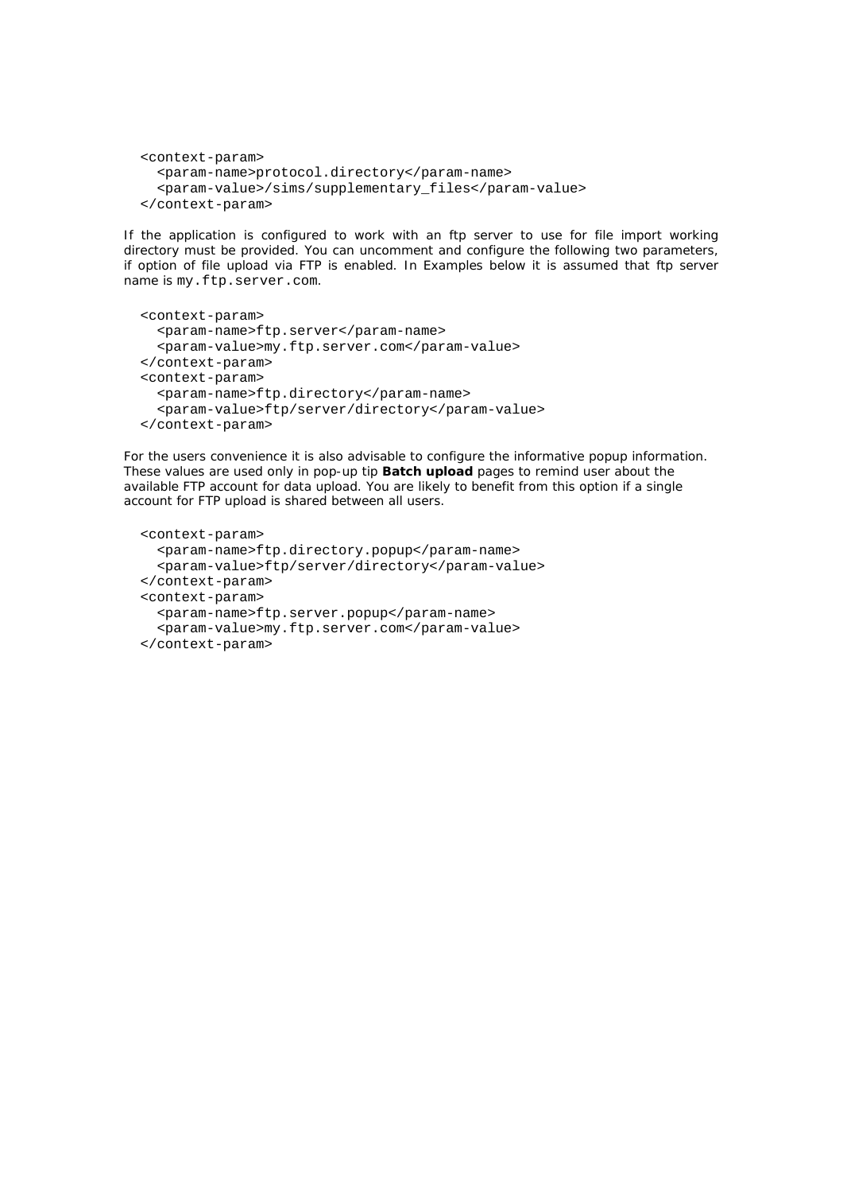```
<context-param>
  <param-name>protocol.directory</param-name>
  <param-value>/sims/supplementary_files</param-value>
</context-param>
```

If the application is configured to work with an ftp server to use for file import working directory must be provided. You can uncomment and configure the following two parameters, if option of file upload via FTP is enabled. In Examples below it is assumed that ftp server name is `my.ftp.server.com`.

```
<context-param>
  <param-name>ftp.server</param-name>
  <param-value>my.ftp.server.com</param-value>
</context-param>
<context-param>
  <param-name>ftp.directory</param-name>
  <param-value>ftp/server/directory</param-value>
</context-param>
```

For the users convenience it is also advisable to configure the informative popup information. These values are used only in pop-up tip **Batch upload** pages to remind user about the available FTP account for data upload. You are likely to benefit from this option if a single account for FTP upload is shared between all users.

```
<context-param>
  <param-name>ftp.directory.popup</param-name>
  <param-value>ftp/server/directory</param-value>
</context-param>
<context-param>
  <param-name>ftp.server.popup</param-name>
  <param-value>my.ftp.server.com</param-value>
</context-param>
```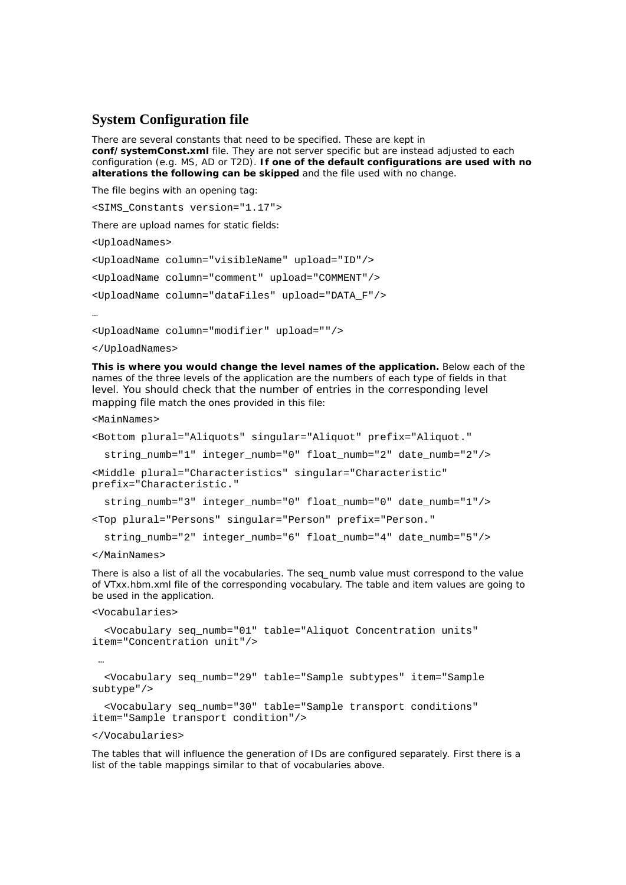## System Configuration file

There are several constants that need to be specified. These are kept in **conf/systemConst.xml** file. They are not server specific but are instead adjusted to each configuration (e.g. MS, AD or T2D). **If one of the default configurations are used with no alterations the following can be skipped** and the file used with no change.

The file begins with an opening tag:

```
<SIMS_Constants version="1.17">
```

There are upload names for static fields:

```
<UploadNames>
<UploadName column="visibleName" upload="ID"/>
<UploadName column="comment" upload="COMMENT"/>
<UploadName column="dataFiles" upload="DATA_F"/>
…
<UploadName column="modifier" upload=""/>
</UploadNames>
```

**This is where you would change the level names of the application.** Below each of the names of the three levels of the application are the numbers of each type of fields in that level. You should check that the number of entries in the corresponding level mapping file match the ones provided in this file:

```
<MainNames>
<Bottom plural="Aliquots" singular="Aliquot" prefix="Aliquot."
  string_numb="1" integer_numb="0" float_numb="2" date_numb="2"/>
<Middle plural="Characteristics" singular="Characteristic"
prefix="Characteristic."
  string_numb="3" integer_numb="0" float_numb="0" date_numb="1"/>
<Top plural="Persons" singular="Person" prefix="Person."
  string_numb="2" integer_numb="6" float_numb="4" date_numb="5"/>
</MainNames>
```

There is also a list of all the vocabularies. The seq_numb value must correspond to the value of VTxx.hbm.xml file of the corresponding vocabulary. The table and item values are going to be used in the application.

```
<Vocabularies>
  <Vocabulary seq_numb="01" table="Aliquot Concentration units"
item="Concentration unit"/>
  …
  <Vocabulary seq_numb="29" table="Sample subtypes" item="Sample
subtype"/>
  <Vocabulary seq_numb="30" table="Sample transport conditions"
item="Sample transport condition"/>
</Vocabularies>
```

The tables that will influence the generation of IDs are configured separately. First there is a list of the table mappings similar to that of vocabularies above.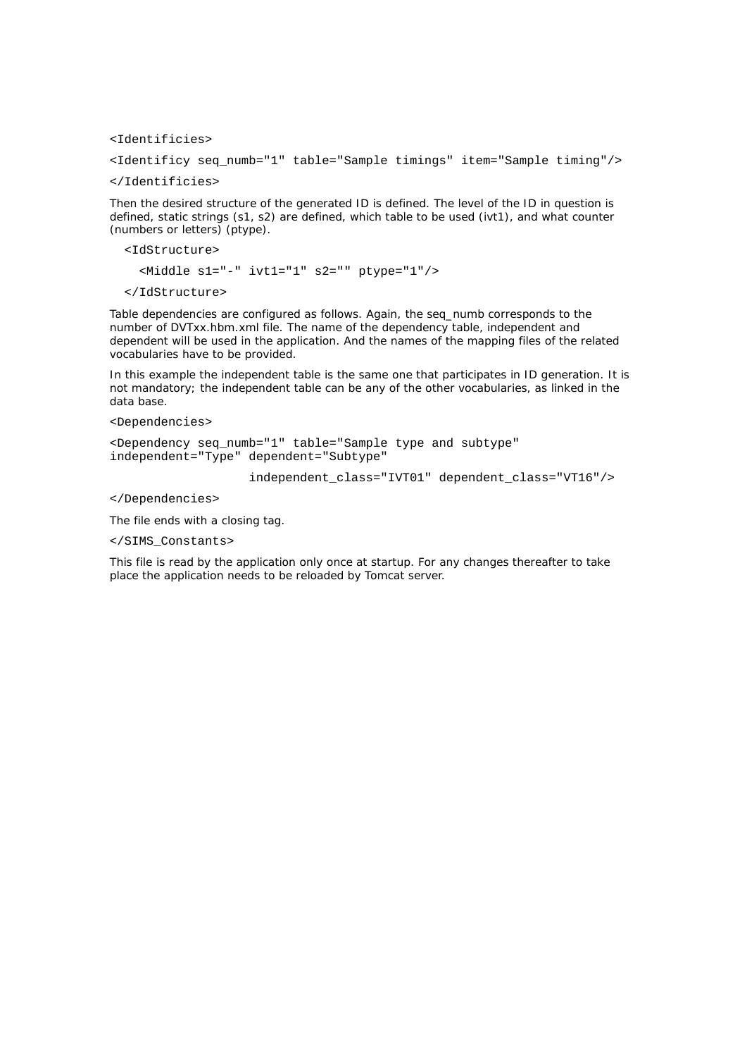```
<Identificies>

<Identificy seq_numb="1" table="Sample timings" item="Sample timing"/>

</Identificies>
```

Then the desired structure of the generated ID is defined. The level of the ID in question is defined, static strings (s1, s2) are defined, which table to be used (ivt1), and what counter (numbers or letters) (ptype).

```
  <IdStructure>

    <Middle s1="-" ivt1="1" s2="" ptype="1"/>

  </IdStructure>
```

Table dependencies are configured as follows. Again, the seq_numb corresponds to the number of DVTxx.hbm.xml file. The name of the dependency table, independent and dependent will be used in the application. And the names of the mapping files of the related vocabularies have to be provided.

In this example the independent table is the same one that participates in ID generation. It is not mandatory; the independent table can be any of the other vocabularies, as linked in the data base.

```
<Dependencies>

<Dependency seq_numb="1" table="Sample type and subtype"
independent="Type" dependent="Subtype"

                    independent_class="IVT01" dependent_class="VT16"/>

</Dependencies>
```

The file ends with a closing tag.

```
</SIMS_Constants>
```

This file is read by the application only once at startup. For any changes thereafter to take place the application needs to be reloaded by Tomcat server.